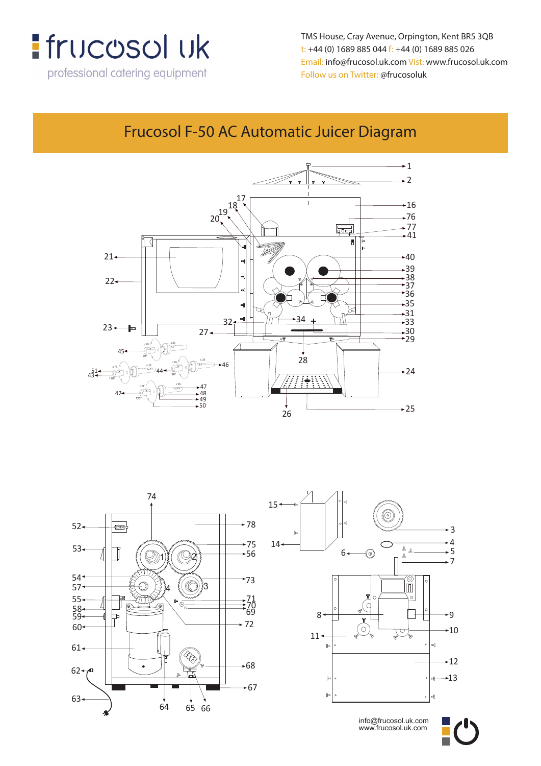frucosol uk

professional catering equipment

TMS House, Cray Avenue, Orpington, Kent BR5 3QB
t: +44 (0) 1689 885 044 f: +44 (0) 1689 885 026
Email: info@frucosol.uk.com Visit: www.frucosol.uk.com
Follow us on Twitter: @frucosoluk

# Frucosol F-50 AC Automatic Juicer Diagram

info@frucosol.uk.com
www.frucosol.uk.com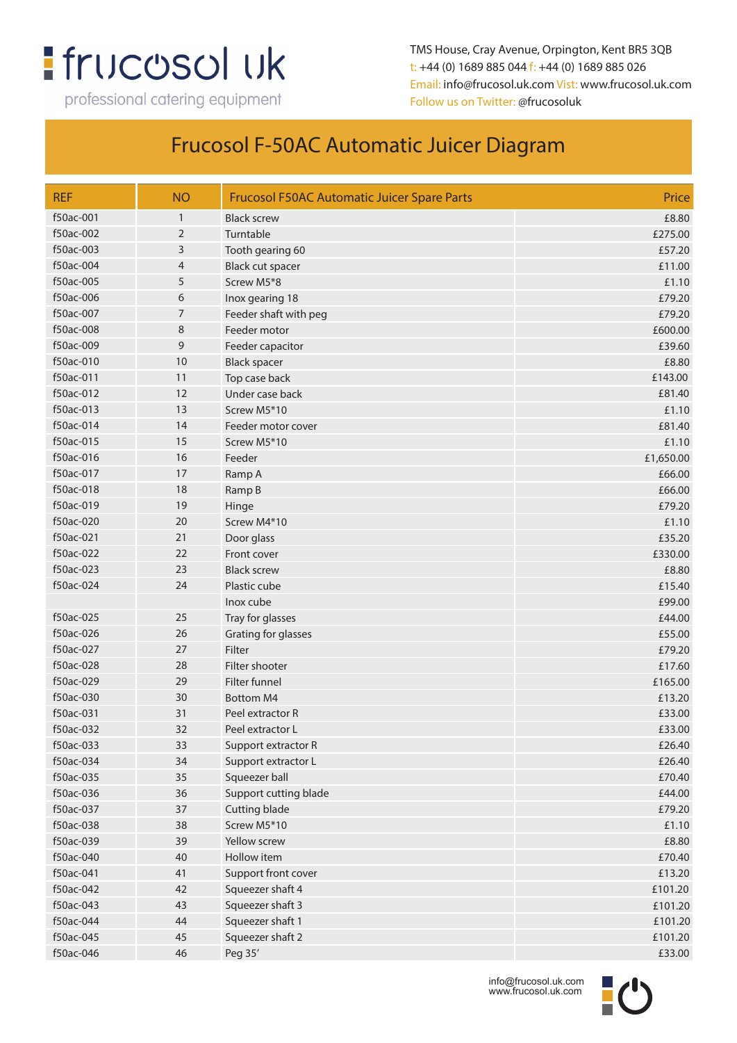frucosol uk

professional catering equipment

TMS House, Cray Avenue, Orpington, Kent BR5 3QB
t: +44 (0) 1689 885 044 f: +44 (0) 1689 885 026
Email: info@frucosol.uk.com Vist: www.frucosol.uk.com
Follow us on Twitter: @frucosoluk

# Frucosol F-50AC Automatic Juicer Diagram

| REF | NO | Frucosol F50AC Automatic Juicer Spare Parts | Price |
|---|---|---|---|
| f50ac-001 | 1 | Black screw | £8.80 |
| f50ac-002 | 2 | Turntable | £275.00 |
| f50ac-003 | 3 | Tooth gearing 60 | £57.20 |
| f50ac-004 | 4 | Black cut spacer | £11.00 |
| f50ac-005 | 5 | Screw M5*8 | £1.10 |
| f50ac-006 | 6 | Inox gearing 18 | £79.20 |
| f50ac-007 | 7 | Feeder shaft with peg | £79.20 |
| f50ac-008 | 8 | Feeder motor | £600.00 |
| f50ac-009 | 9 | Feeder capacitor | £39.60 |
| f50ac-010 | 10 | Black spacer | £8.80 |
| f50ac-011 | 11 | Top case back | £143.00 |
| f50ac-012 | 12 | Under case back | £81.40 |
| f50ac-013 | 13 | Screw M5*10 | £1.10 |
| f50ac-014 | 14 | Feeder motor cover | £81.40 |
| f50ac-015 | 15 | Screw M5*10 | £1.10 |
| f50ac-016 | 16 | Feeder | £1,650.00 |
| f50ac-017 | 17 | Ramp A | £66.00 |
| f50ac-018 | 18 | Ramp B | £66.00 |
| f50ac-019 | 19 | Hinge | £79.20 |
| f50ac-020 | 20 | Screw M4*10 | £1.10 |
| f50ac-021 | 21 | Door glass | £35.20 |
| f50ac-022 | 22 | Front cover | £330.00 |
| f50ac-023 | 23 | Black screw | £8.80 |
| f50ac-024 | 24 | Plastic cube | £15.40 |
| | | Inox cube | £99.00 |
| f50ac-025 | 25 | Tray for glasses | £44.00 |
| f50ac-026 | 26 | Grating for glasses | £55.00 |
| f50ac-027 | 27 | Filter | £79.20 |
| f50ac-028 | 28 | Filter shooter | £17.60 |
| f50ac-029 | 29 | Filter funnel | £165.00 |
| f50ac-030 | 30 | Bottom M4 | £13.20 |
| f50ac-031 | 31 | Peel extractor R | £33.00 |
| f50ac-032 | 32 | Peel extractor L | £33.00 |
| f50ac-033 | 33 | Support extractor R | £26.40 |
| f50ac-034 | 34 | Support extractor L | £26.40 |
| f50ac-035 | 35 | Squeezer ball | £70.40 |
| f50ac-036 | 36 | Support cutting blade | £44.00 |
| f50ac-037 | 37 | Cutting blade | £79.20 |
| f50ac-038 | 38 | Screw M5*10 | £1.10 |
| f50ac-039 | 39 | Yellow screw | £8.80 |
| f50ac-040 | 40 | Hollow item | £70.40 |
| f50ac-041 | 41 | Support front cover | £13.20 |
| f50ac-042 | 42 | Squeezer shaft 4 | £101.20 |
| f50ac-043 | 43 | Squeezer shaft 3 | £101.20 |
| f50ac-044 | 44 | Squeezer shaft 1 | £101.20 |
| f50ac-045 | 45 | Squeezer shaft 2 | £101.20 |
| f50ac-046 | 46 | Peg 35' | £33.00 |

info@frucosol.uk.com
www.frucosol.uk.com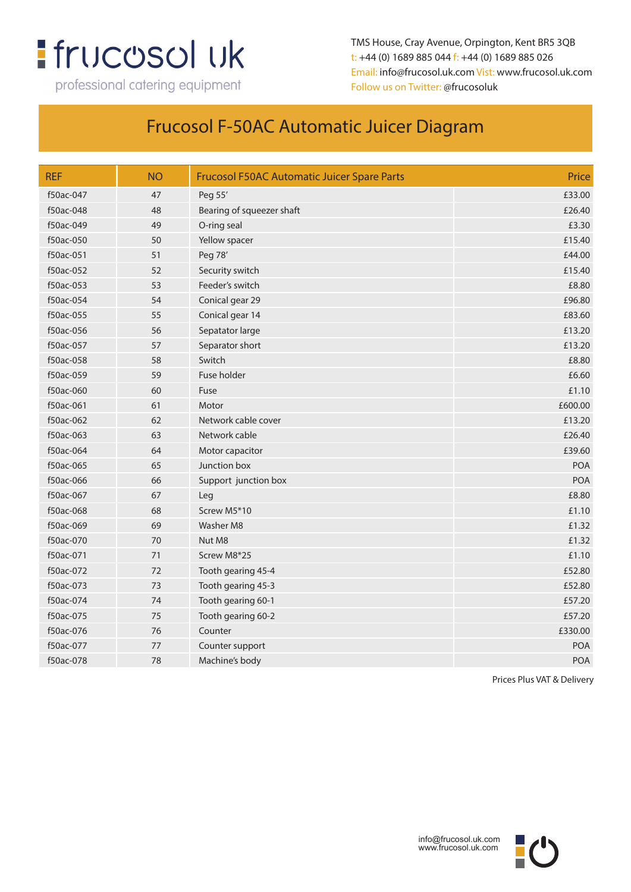frucosol uk
professional catering equipment

TMS House, Cray Avenue, Orpington, Kent BR5 3QB
t: +44 (0) 1689 885 044 f: +44 (0) 1689 885 026
Email: info@frucosol.uk.com Vist: www.frucosol.uk.com
Follow us on Twitter: @frucosoluk

# Frucosol F-50AC Automatic Juicer Diagram

| REF | NO | Frucosol F50AC Automatic Juicer Spare Parts | Price |
|---|---|---|---|
| f50ac-047 | 47 | Peg 55' | £33.00 |
| f50ac-048 | 48 | Bearing of squeezer shaft | £26.40 |
| f50ac-049 | 49 | O-ring seal | £3.30 |
| f50ac-050 | 50 | Yellow spacer | £15.40 |
| f50ac-051 | 51 | Peg 78' | £44.00 |
| f50ac-052 | 52 | Security switch | £15.40 |
| f50ac-053 | 53 | Feeder's switch | £8.80 |
| f50ac-054 | 54 | Conical gear 29 | £96.80 |
| f50ac-055 | 55 | Conical gear 14 | £83.60 |
| f50ac-056 | 56 | Sepatator large | £13.20 |
| f50ac-057 | 57 | Separator short | £13.20 |
| f50ac-058 | 58 | Switch | £8.80 |
| f50ac-059 | 59 | Fuse holder | £6.60 |
| f50ac-060 | 60 | Fuse | £1.10 |
| f50ac-061 | 61 | Motor | £600.00 |
| f50ac-062 | 62 | Network cable cover | £13.20 |
| f50ac-063 | 63 | Network cable | £26.40 |
| f50ac-064 | 64 | Motor capacitor | £39.60 |
| f50ac-065 | 65 | Junction box | POA |
| f50ac-066 | 66 | Support junction box | POA |
| f50ac-067 | 67 | Leg | £8.80 |
| f50ac-068 | 68 | Screw M5*10 | £1.10 |
| f50ac-069 | 69 | Washer M8 | £1.32 |
| f50ac-070 | 70 | Nut M8 | £1.32 |
| f50ac-071 | 71 | Screw M8*25 | £1.10 |
| f50ac-072 | 72 | Tooth gearing 45-4 | £52.80 |
| f50ac-073 | 73 | Tooth gearing 45-3 | £52.80 |
| f50ac-074 | 74 | Tooth gearing 60-1 | £57.20 |
| f50ac-075 | 75 | Tooth gearing 60-2 | £57.20 |
| f50ac-076 | 76 | Counter | £330.00 |
| f50ac-077 | 77 | Counter support | POA |
| f50ac-078 | 78 | Machine's body | POA |

Prices Plus VAT & Delivery

info@frucosol.uk.com
www.frucosol.uk.com